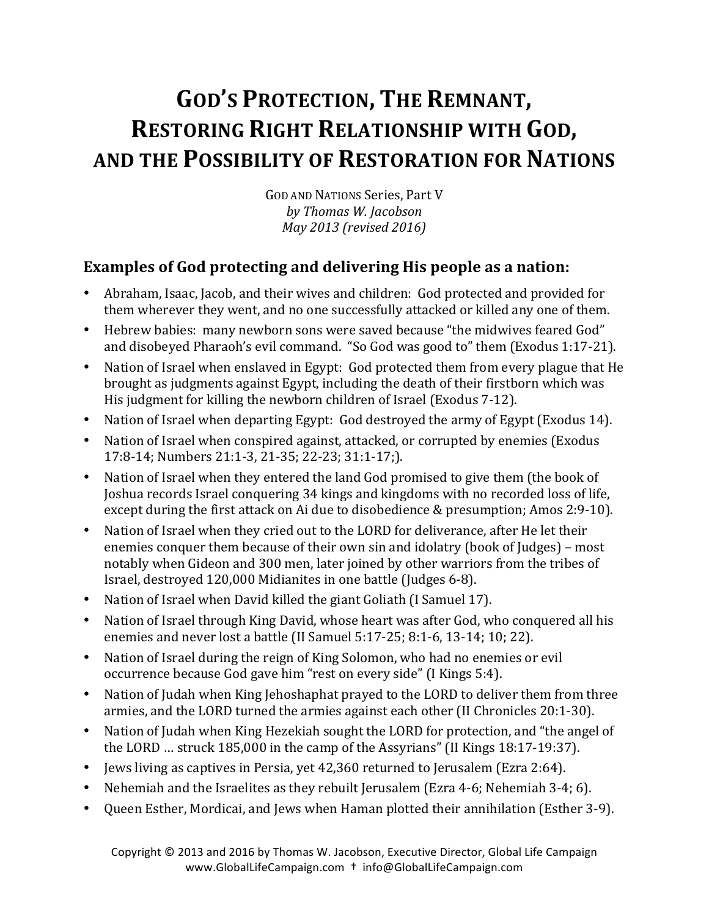# GOD'S PROTECTION, THE REMNANT, RESTORING RIGHT RELATIONSHIP WITH GOD, AND THE POSSIBILITY OF RESTORATION FOR NATIONS

GOD AND NATIONS Series, Part V
*by Thomas W. Jacobson*
*May 2013 (revised 2016)*

## Examples of God protecting and delivering His people as a nation:

- Abraham, Isaac, Jacob, and their wives and children: God protected and provided for them wherever they went, and no one successfully attacked or killed any one of them.
- Hebrew babies: many newborn sons were saved because "the midwives feared God" and disobeyed Pharaoh's evil command. "So God was good to" them (Exodus 1:17-21).
- Nation of Israel when enslaved in Egypt: God protected them from every plague that He brought as judgments against Egypt, including the death of their firstborn which was His judgment for killing the newborn children of Israel (Exodus 7-12).
- Nation of Israel when departing Egypt: God destroyed the army of Egypt (Exodus 14).
- Nation of Israel when conspired against, attacked, or corrupted by enemies (Exodus 17:8-14; Numbers 21:1-3, 21-35; 22-23; 31:1-17;).
- Nation of Israel when they entered the land God promised to give them (the book of Joshua records Israel conquering 34 kings and kingdoms with no recorded loss of life, except during the first attack on Ai due to disobedience & presumption; Amos 2:9-10).
- Nation of Israel when they cried out to the LORD for deliverance, after He let their enemies conquer them because of their own sin and idolatry (book of Judges) – most notably when Gideon and 300 men, later joined by other warriors from the tribes of Israel, destroyed 120,000 Midianites in one battle (Judges 6-8).
- Nation of Israel when David killed the giant Goliath (I Samuel 17).
- Nation of Israel through King David, whose heart was after God, who conquered all his enemies and never lost a battle (II Samuel 5:17-25; 8:1-6, 13-14; 10; 22).
- Nation of Israel during the reign of King Solomon, who had no enemies or evil occurrence because God gave him "rest on every side" (I Kings 5:4).
- Nation of Judah when King Jehoshaphat prayed to the LORD to deliver them from three armies, and the LORD turned the armies against each other (II Chronicles 20:1-30).
- Nation of Judah when King Hezekiah sought the LORD for protection, and "the angel of the LORD … struck 185,000 in the camp of the Assyrians" (II Kings 18:17-19:37).
- Jews living as captives in Persia, yet 42,360 returned to Jerusalem (Ezra 2:64).
- Nehemiah and the Israelites as they rebuilt Jerusalem (Ezra 4-6; Nehemiah 3-4; 6).
- Queen Esther, Mordicai, and Jews when Haman plotted their annihilation (Esther 3-9).

Copyright © 2013 and 2016 by Thomas W. Jacobson, Executive Director, Global Life Campaign
www.GlobalLifeCampaign.com † info@GlobalLifeCampaign.com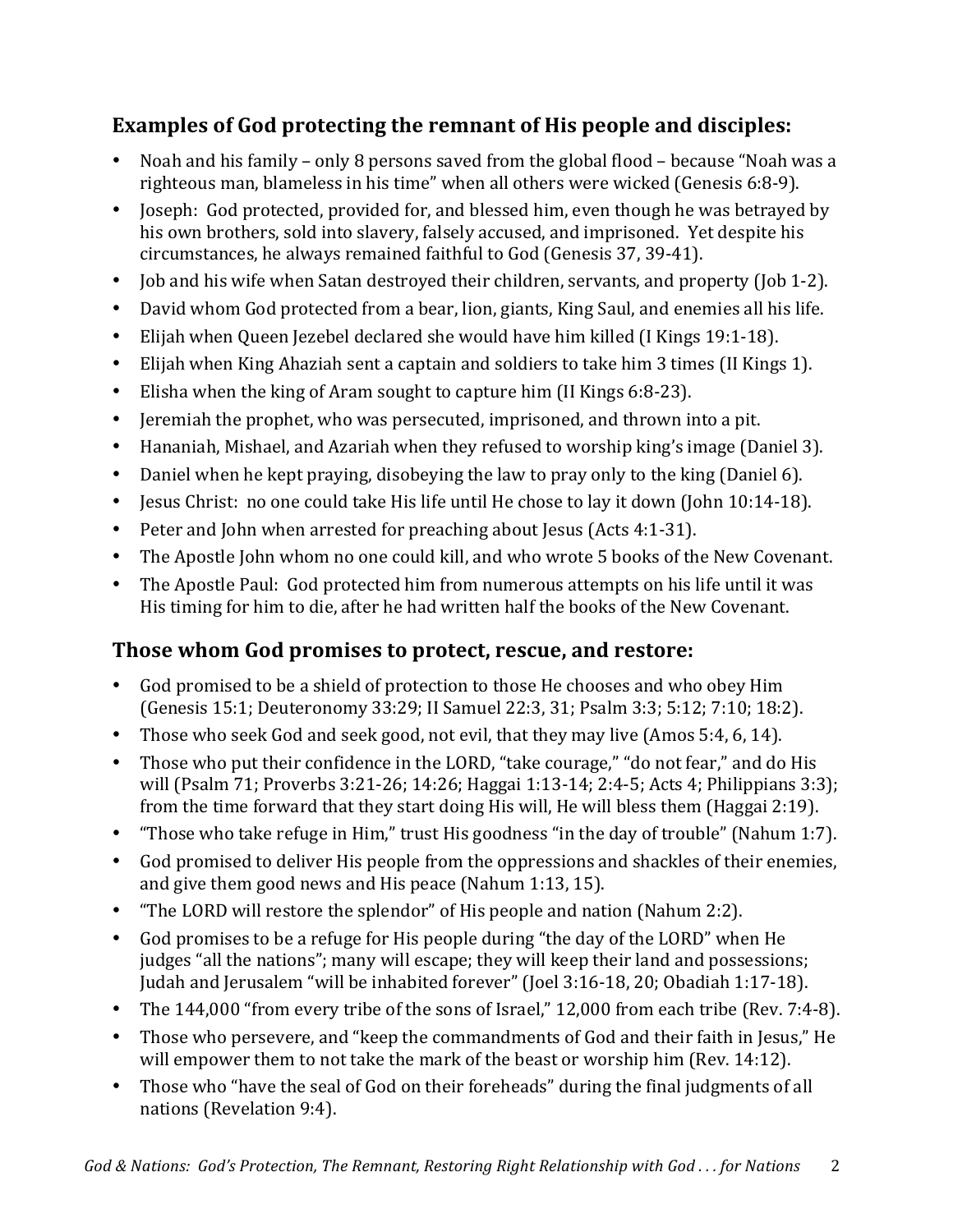## Examples of God protecting the remnant of His people and disciples:

- Noah and his family – only 8 persons saved from the global flood – because "Noah was a righteous man, blameless in his time" when all others were wicked (Genesis 6:8-9).
- Joseph: God protected, provided for, and blessed him, even though he was betrayed by his own brothers, sold into slavery, falsely accused, and imprisoned. Yet despite his circumstances, he always remained faithful to God (Genesis 37, 39-41).
- Job and his wife when Satan destroyed their children, servants, and property (Job 1-2).
- David whom God protected from a bear, lion, giants, King Saul, and enemies all his life.
- Elijah when Queen Jezebel declared she would have him killed (I Kings 19:1-18).
- Elijah when King Ahaziah sent a captain and soldiers to take him 3 times (II Kings 1).
- Elisha when the king of Aram sought to capture him (II Kings 6:8-23).
- Jeremiah the prophet, who was persecuted, imprisoned, and thrown into a pit.
- Hananiah, Mishael, and Azariah when they refused to worship king's image (Daniel 3).
- Daniel when he kept praying, disobeying the law to pray only to the king (Daniel 6).
- Jesus Christ: no one could take His life until He chose to lay it down (John 10:14-18).
- Peter and John when arrested for preaching about Jesus (Acts 4:1-31).
- The Apostle John whom no one could kill, and who wrote 5 books of the New Covenant.
- The Apostle Paul: God protected him from numerous attempts on his life until it was His timing for him to die, after he had written half the books of the New Covenant.

## Those whom God promises to protect, rescue, and restore:

- God promised to be a shield of protection to those He chooses and who obey Him (Genesis 15:1; Deuteronomy 33:29; II Samuel 22:3, 31; Psalm 3:3; 5:12; 7:10; 18:2).
- Those who seek God and seek good, not evil, that they may live (Amos 5:4, 6, 14).
- Those who put their confidence in the LORD, "take courage," "do not fear," and do His will (Psalm 71; Proverbs 3:21-26; 14:26; Haggai 1:13-14; 2:4-5; Acts 4; Philippians 3:3); from the time forward that they start doing His will, He will bless them (Haggai 2:19).
- "Those who take refuge in Him," trust His goodness "in the day of trouble" (Nahum 1:7).
- God promised to deliver His people from the oppressions and shackles of their enemies, and give them good news and His peace (Nahum 1:13, 15).
- "The LORD will restore the splendor" of His people and nation (Nahum 2:2).
- God promises to be a refuge for His people during "the day of the LORD" when He judges "all the nations"; many will escape; they will keep their land and possessions; Judah and Jerusalem "will be inhabited forever" (Joel 3:16-18, 20; Obadiah 1:17-18).
- The 144,000 "from every tribe of the sons of Israel," 12,000 from each tribe (Rev. 7:4-8).
- Those who persevere, and "keep the commandments of God and their faith in Jesus," He will empower them to not take the mark of the beast or worship him (Rev. 14:12).
- Those who "have the seal of God on their foreheads" during the final judgments of all nations (Revelation 9:4).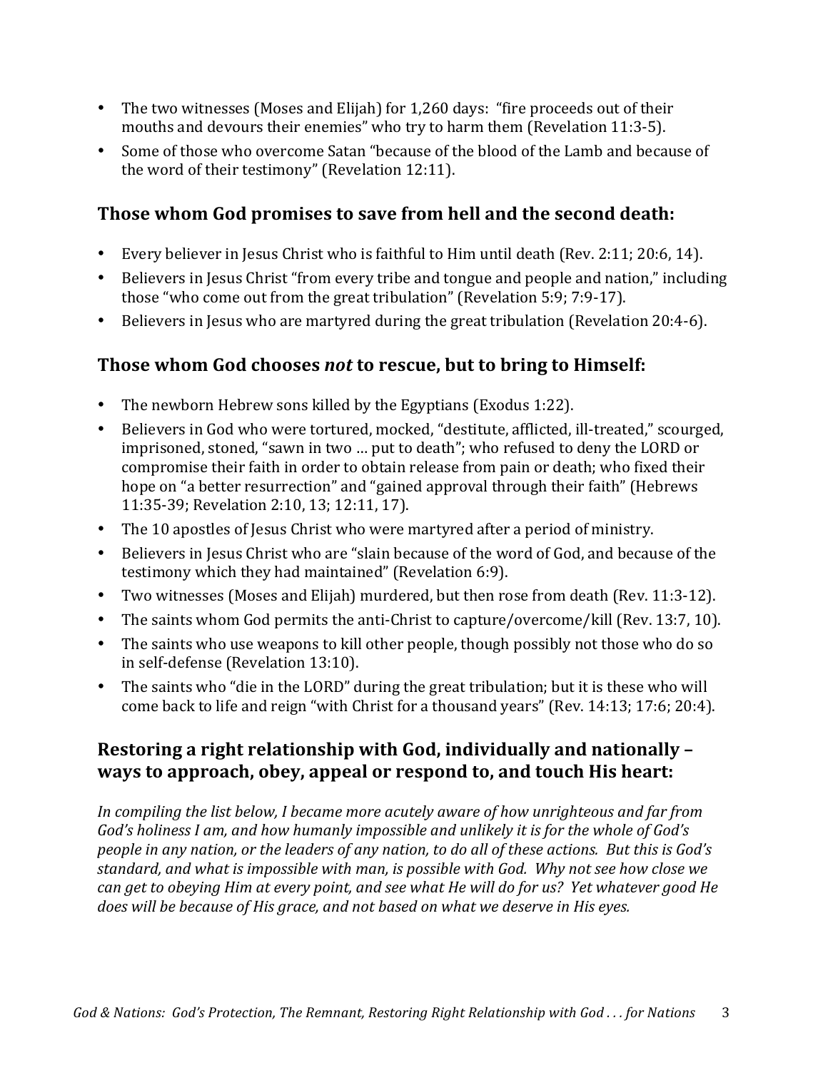- The two witnesses (Moses and Elijah) for 1,260 days: "fire proceeds out of their mouths and devours their enemies" who try to harm them (Revelation 11:3-5).
- Some of those who overcome Satan "because of the blood of the Lamb and because of the word of their testimony" (Revelation 12:11).

## Those whom God promises to save from hell and the second death:

- Every believer in Jesus Christ who is faithful to Him until death (Rev. 2:11; 20:6, 14).
- Believers in Jesus Christ "from every tribe and tongue and people and nation," including those "who come out from the great tribulation" (Revelation 5:9; 7:9-17).
- Believers in Jesus who are martyred during the great tribulation (Revelation 20:4-6).

## Those whom God chooses *not* to rescue, but to bring to Himself:

- The newborn Hebrew sons killed by the Egyptians (Exodus 1:22).
- Believers in God who were tortured, mocked, "destitute, afflicted, ill-treated," scourged, imprisoned, stoned, "sawn in two … put to death"; who refused to deny the LORD or compromise their faith in order to obtain release from pain or death; who fixed their hope on "a better resurrection" and "gained approval through their faith" (Hebrews 11:35-39; Revelation 2:10, 13; 12:11, 17).
- The 10 apostles of Jesus Christ who were martyred after a period of ministry.
- Believers in Jesus Christ who are "slain because of the word of God, and because of the testimony which they had maintained" (Revelation 6:9).
- Two witnesses (Moses and Elijah) murdered, but then rose from death (Rev. 11:3-12).
- The saints whom God permits the anti-Christ to capture/overcome/kill (Rev. 13:7, 10).
- The saints who use weapons to kill other people, though possibly not those who do so in self-defense (Revelation 13:10).
- The saints who "die in the LORD" during the great tribulation; but it is these who will come back to life and reign "with Christ for a thousand years" (Rev. 14:13; 17:6; 20:4).

## Restoring a right relationship with God, individually and nationally – ways to approach, obey, appeal or respond to, and touch His heart:

*In compiling the list below, I became more acutely aware of how unrighteous and far from God's holiness I am, and how humanly impossible and unlikely it is for the whole of God's people in any nation, or the leaders of any nation, to do all of these actions. But this is God's standard, and what is impossible with man, is possible with God. Why not see how close we can get to obeying Him at every point, and see what He will do for us? Yet whatever good He does will be because of His grace, and not based on what we deserve in His eyes.*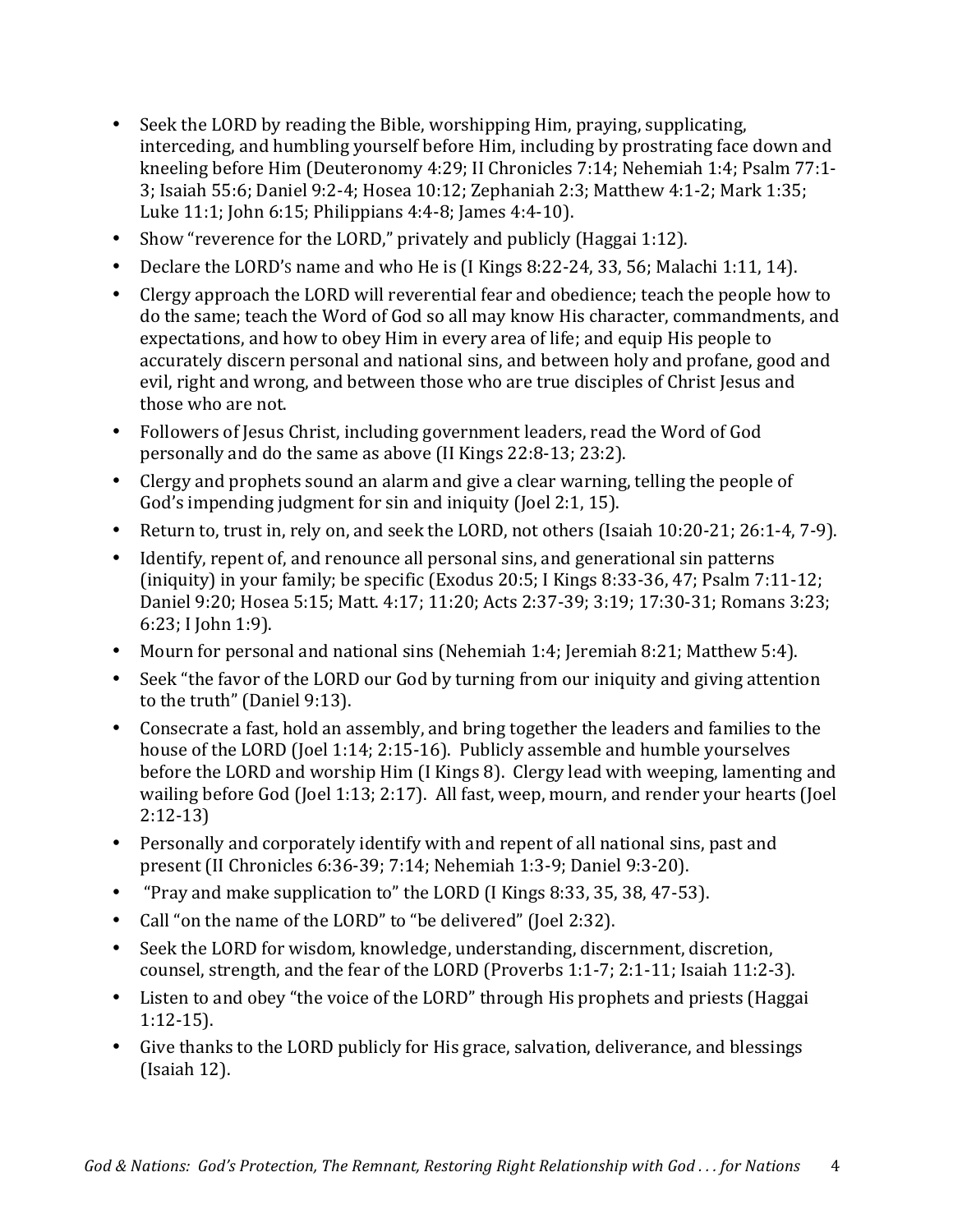- Seek the LORD by reading the Bible, worshipping Him, praying, supplicating, interceding, and humbling yourself before Him, including by prostrating face down and kneeling before Him (Deuteronomy 4:29; II Chronicles 7:14; Nehemiah 1:4; Psalm 77:1-3; Isaiah 55:6; Daniel 9:2-4; Hosea 10:12; Zephaniah 2:3; Matthew 4:1-2; Mark 1:35; Luke 11:1; John 6:15; Philippians 4:4-8; James 4:4-10).
- Show "reverence for the LORD," privately and publicly (Haggai 1:12).
- Declare the LORD'S name and who He is (I Kings 8:22-24, 33, 56; Malachi 1:11, 14).
- Clergy approach the LORD will reverential fear and obedience; teach the people how to do the same; teach the Word of God so all may know His character, commandments, and expectations, and how to obey Him in every area of life; and equip His people to accurately discern personal and national sins, and between holy and profane, good and evil, right and wrong, and between those who are true disciples of Christ Jesus and those who are not.
- Followers of Jesus Christ, including government leaders, read the Word of God personally and do the same as above (II Kings 22:8-13; 23:2).
- Clergy and prophets sound an alarm and give a clear warning, telling the people of God's impending judgment for sin and iniquity (Joel 2:1, 15).
- Return to, trust in, rely on, and seek the LORD, not others (Isaiah 10:20-21; 26:1-4, 7-9).
- Identify, repent of, and renounce all personal sins, and generational sin patterns (iniquity) in your family; be specific (Exodus 20:5; I Kings 8:33-36, 47; Psalm 7:11-12; Daniel 9:20; Hosea 5:15; Matt. 4:17; 11:20; Acts 2:37-39; 3:19; 17:30-31; Romans 3:23; 6:23; I John 1:9).
- Mourn for personal and national sins (Nehemiah 1:4; Jeremiah 8:21; Matthew 5:4).
- Seek "the favor of the LORD our God by turning from our iniquity and giving attention to the truth" (Daniel 9:13).
- Consecrate a fast, hold an assembly, and bring together the leaders and families to the house of the LORD (Joel 1:14; 2:15-16). Publicly assemble and humble yourselves before the LORD and worship Him (I Kings 8). Clergy lead with weeping, lamenting and wailing before God (Joel 1:13; 2:17). All fast, weep, mourn, and render your hearts (Joel 2:12-13)
- Personally and corporately identify with and repent of all national sins, past and present (II Chronicles 6:36-39; 7:14; Nehemiah 1:3-9; Daniel 9:3-20).
- "Pray and make supplication to" the LORD (I Kings 8:33, 35, 38, 47-53).
- Call "on the name of the LORD" to "be delivered" (Joel 2:32).
- Seek the LORD for wisdom, knowledge, understanding, discernment, discretion, counsel, strength, and the fear of the LORD (Proverbs 1:1-7; 2:1-11; Isaiah 11:2-3).
- Listen to and obey "the voice of the LORD" through His prophets and priests (Haggai 1:12-15).
- Give thanks to the LORD publicly for His grace, salvation, deliverance, and blessings (Isaiah 12).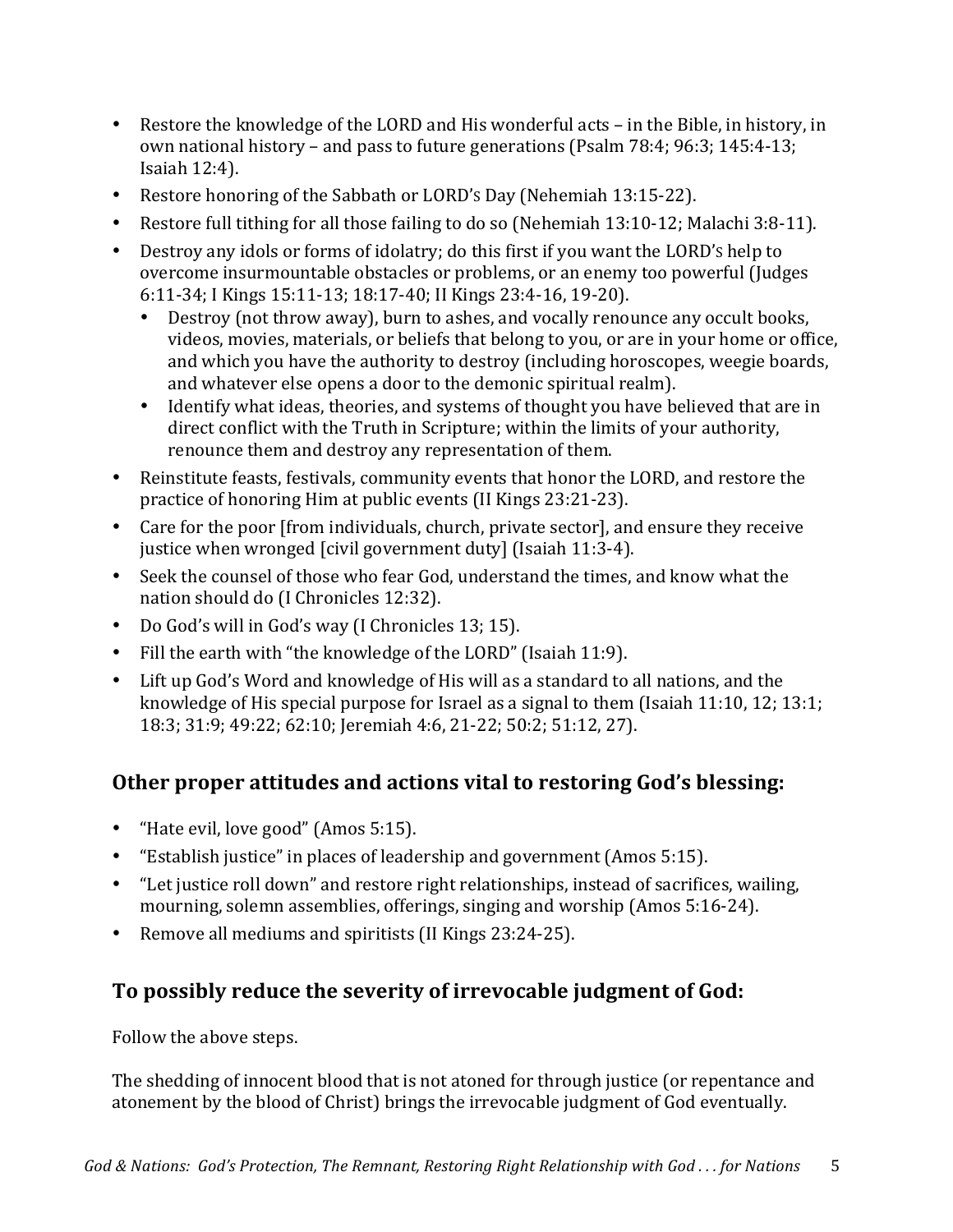- Restore the knowledge of the LORD and His wonderful acts – in the Bible, in history, in own national history – and pass to future generations (Psalm 78:4; 96:3; 145:4-13; Isaiah 12:4).
- Restore honoring of the Sabbath or LORD'S Day (Nehemiah 13:15-22).
- Restore full tithing for all those failing to do so (Nehemiah 13:10-12; Malachi 3:8-11).
- Destroy any idols or forms of idolatry; do this first if you want the LORD'S help to overcome insurmountable obstacles or problems, or an enemy too powerful (Judges 6:11-34; I Kings 15:11-13; 18:17-40; II Kings 23:4-16, 19-20).
  - Destroy (not throw away), burn to ashes, and vocally renounce any occult books, videos, movies, materials, or beliefs that belong to you, or are in your home or office, and which you have the authority to destroy (including horoscopes, weegie boards, and whatever else opens a door to the demonic spiritual realm).
  - Identify what ideas, theories, and systems of thought you have believed that are in direct conflict with the Truth in Scripture; within the limits of your authority, renounce them and destroy any representation of them.
- Reinstitute feasts, festivals, community events that honor the LORD, and restore the practice of honoring Him at public events (II Kings 23:21-23).
- Care for the poor [from individuals, church, private sector], and ensure they receive justice when wronged [civil government duty] (Isaiah 11:3-4).
- Seek the counsel of those who fear God, understand the times, and know what the nation should do (I Chronicles 12:32).
- Do God's will in God's way (I Chronicles 13; 15).
- Fill the earth with "the knowledge of the LORD" (Isaiah 11:9).
- Lift up God's Word and knowledge of His will as a standard to all nations, and the knowledge of His special purpose for Israel as a signal to them (Isaiah 11:10, 12; 13:1; 18:3; 31:9; 49:22; 62:10; Jeremiah 4:6, 21-22; 50:2; 51:12, 27).

## Other proper attitudes and actions vital to restoring God's blessing:

- "Hate evil, love good" (Amos 5:15).
- "Establish justice" in places of leadership and government (Amos 5:15).
- "Let justice roll down" and restore right relationships, instead of sacrifices, wailing, mourning, solemn assemblies, offerings, singing and worship (Amos 5:16-24).
- Remove all mediums and spiritists (II Kings 23:24-25).

## To possibly reduce the severity of irrevocable judgment of God:

Follow the above steps.

The shedding of innocent blood that is not atoned for through justice (or repentance and atonement by the blood of Christ) brings the irrevocable judgment of God eventually.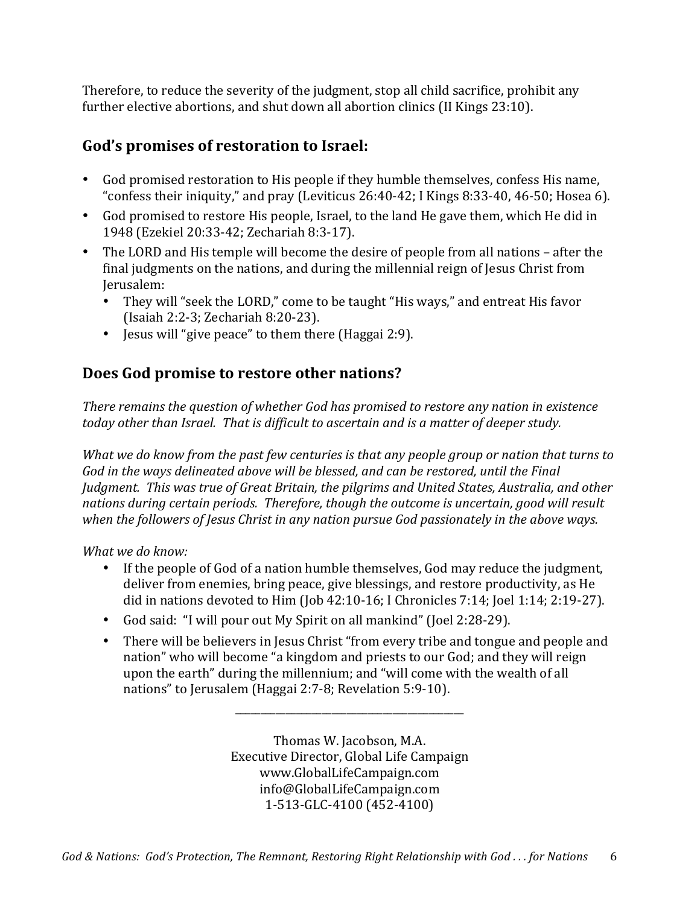Therefore, to reduce the severity of the judgment, stop all child sacrifice, prohibit any further elective abortions, and shut down all abortion clinics (II Kings 23:10).

## God's promises of restoration to Israel:

- God promised restoration to His people if they humble themselves, confess His name, "confess their iniquity," and pray (Leviticus 26:40-42; I Kings 8:33-40, 46-50; Hosea 6).
- God promised to restore His people, Israel, to the land He gave them, which He did in 1948 (Ezekiel 20:33-42; Zechariah 8:3-17).
- The LORD and His temple will become the desire of people from all nations – after the final judgments on the nations, and during the millennial reign of Jesus Christ from Jerusalem:
  - They will "seek the LORD," come to be taught "His ways," and entreat His favor (Isaiah 2:2-3; Zechariah 8:20-23).
  - Jesus will "give peace" to them there (Haggai 2:9).

## Does God promise to restore other nations?

*There remains the question of whether God has promised to restore any nation in existence today other than Israel. That is difficult to ascertain and is a matter of deeper study.*

*What we do know from the past few centuries is that any people group or nation that turns to God in the ways delineated above will be blessed, and can be restored, until the Final Judgment. This was true of Great Britain, the pilgrims and United States, Australia, and other nations during certain periods. Therefore, though the outcome is uncertain, good will result when the followers of Jesus Christ in any nation pursue God passionately in the above ways.*

*What we do know:*

- If the people of God of a nation humble themselves, God may reduce the judgment, deliver from enemies, bring peace, give blessings, and restore productivity, as He did in nations devoted to Him (Job 42:10-16; I Chronicles 7:14; Joel 1:14; 2:19-27).
- God said: "I will pour out My Spirit on all mankind" (Joel 2:28-29).
- There will be believers in Jesus Christ "from every tribe and tongue and people and nation" who will become "a kingdom and priests to our God; and they will reign upon the earth" during the millennium; and "will come with the wealth of all nations" to Jerusalem (Haggai 2:7-8; Revelation 5:9-10).

---

Thomas W. Jacobson, M.A.
Executive Director, Global Life Campaign
www.GlobalLifeCampaign.com
info@GlobalLifeCampaign.com
1-513-GLC-4100 (452-4100)